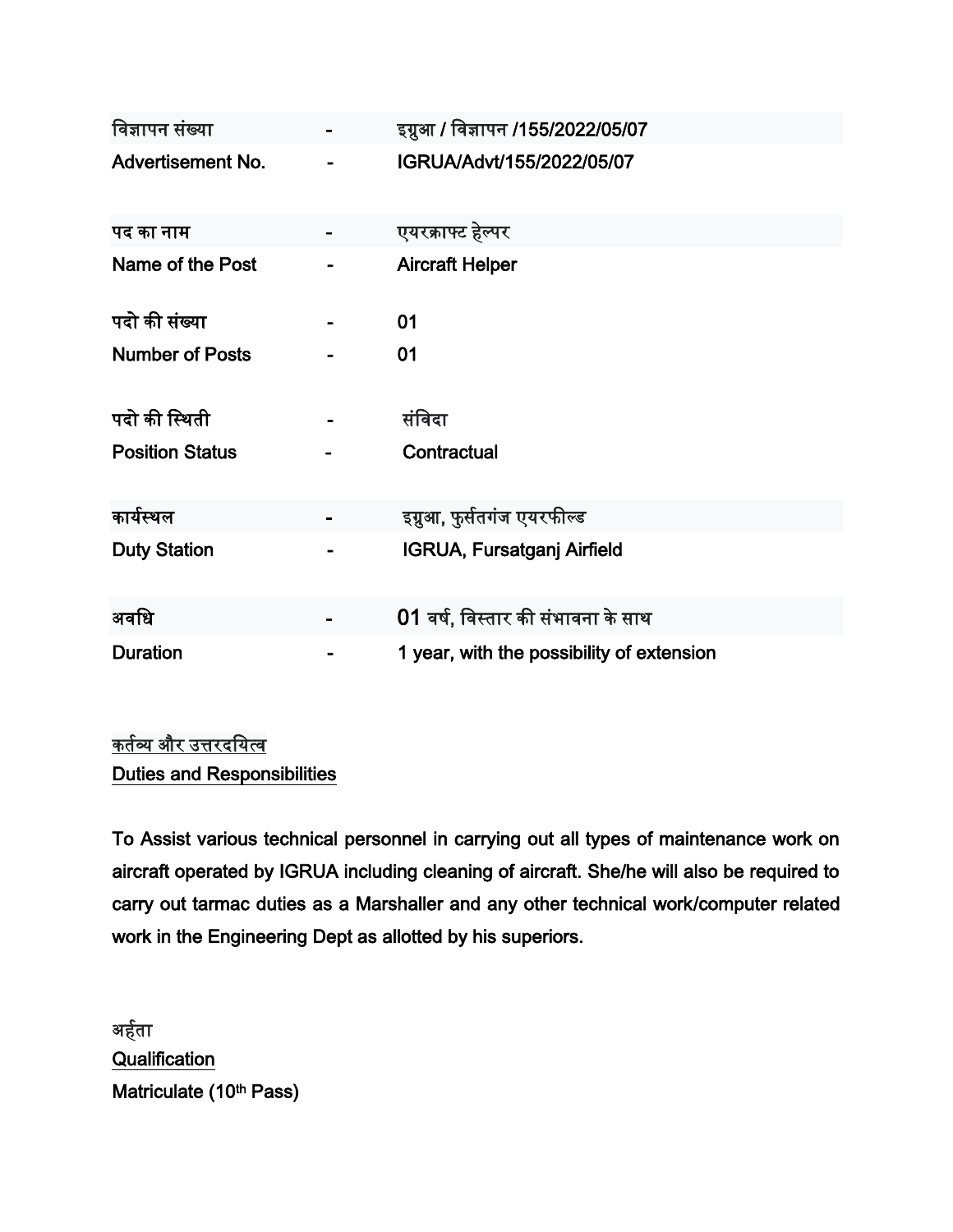| | | |
|---|---|---|
| विज्ञापन संख्या | - | इग्रुआ / विज्ञापन /155/2022/05/07 |
| Advertisement No. | - | IGRUA/Advt/155/2022/05/07 |
| | | |
| पद का नाम | - | एयरक्राफ्ट हेल्पर |
| Name of the Post | - | Aircraft Helper |
| | | |
| पदो की संख्या | - | 01 |
| Number of Posts | - | 01 |
| | | |
| पदो की स्थिती | - | संविदा |
| Position Status | - | Contractual |
| | | |
| कार्यस्थल | - | इग्रुआ, फुर्सतगंज एयरफील्ड |
| Duty Station | - | IGRUA, Fursatganj Airfield |
| | | |
| अवधि | - | 01 वर्ष, विस्तार की संभावना के साथ |
| Duration | - | 1 year, with the possibility of extension |

<u>कर्तव्य और उत्तरदयित्व</u>

<u>Duties and Responsibilities</u>

To Assist various technical personnel in carrying out all types of maintenance work on aircraft operated by IGRUA including cleaning of aircraft. She/he will also be required to carry out tarmac duties as a Marshaller and any other technical work/computer related work in the Engineering Dept as allotted by his superiors.

अर्हता

<u>Qualification</u>

Matriculate (10th Pass)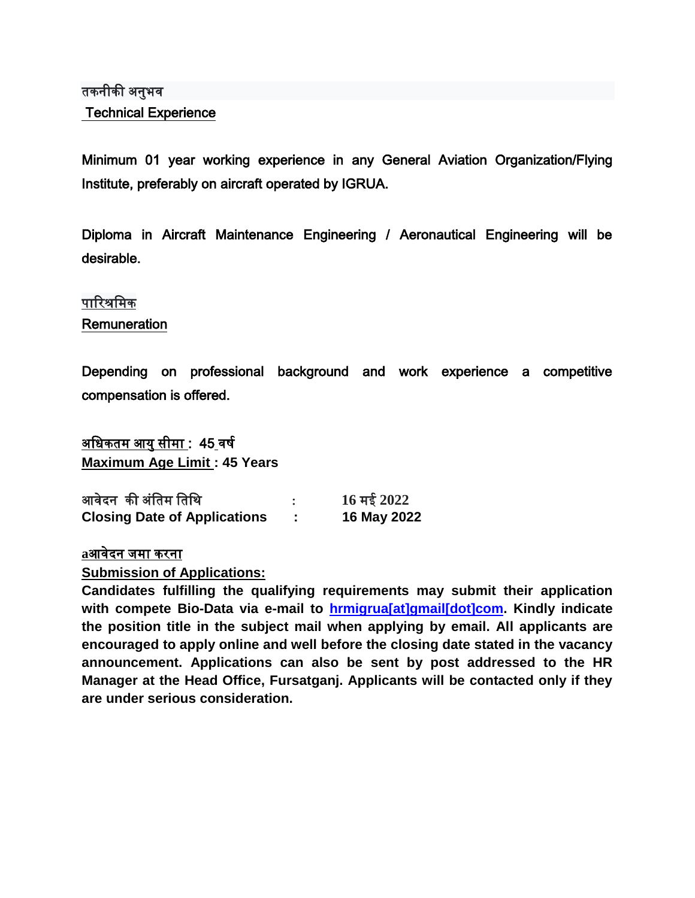तकनीकी अनुभव

**Technical Experience**

Minimum 01 year working experience in any General Aviation Organization/Flying Institute, preferably on aircraft operated by IGRUA.

Diploma in Aircraft Maintenance Engineering / Aeronautical Engineering will be desirable.

पारिश्रमिक

**Remuneration**

Depending on professional background and work experience a competitive compensation is offered.

**अधिकतम आयु सीमा : 45 वर्ष**
**Maximum Age Limit : 45 Years**

| | | |
|---|---|---|
| आवेदन की अंतिम तिथि | : | 16 मई 2022 |
| **Closing Date of Applications** | **:** | **16 May 2022** |

**aआवेदन जमा करना**

**Submission of Applications:**

**Candidates fulfilling the qualifying requirements may submit their application with compete Bio-Data via e-mail to hrmigrua[at]gmail[dot]com. Kindly indicate the position title in the subject mail when applying by email. All applicants are encouraged to apply online and well before the closing date stated in the vacancy announcement. Applications can also be sent by post addressed to the HR Manager at the Head Office, Fursatganj. Applicants will be contacted only if they are under serious consideration.**